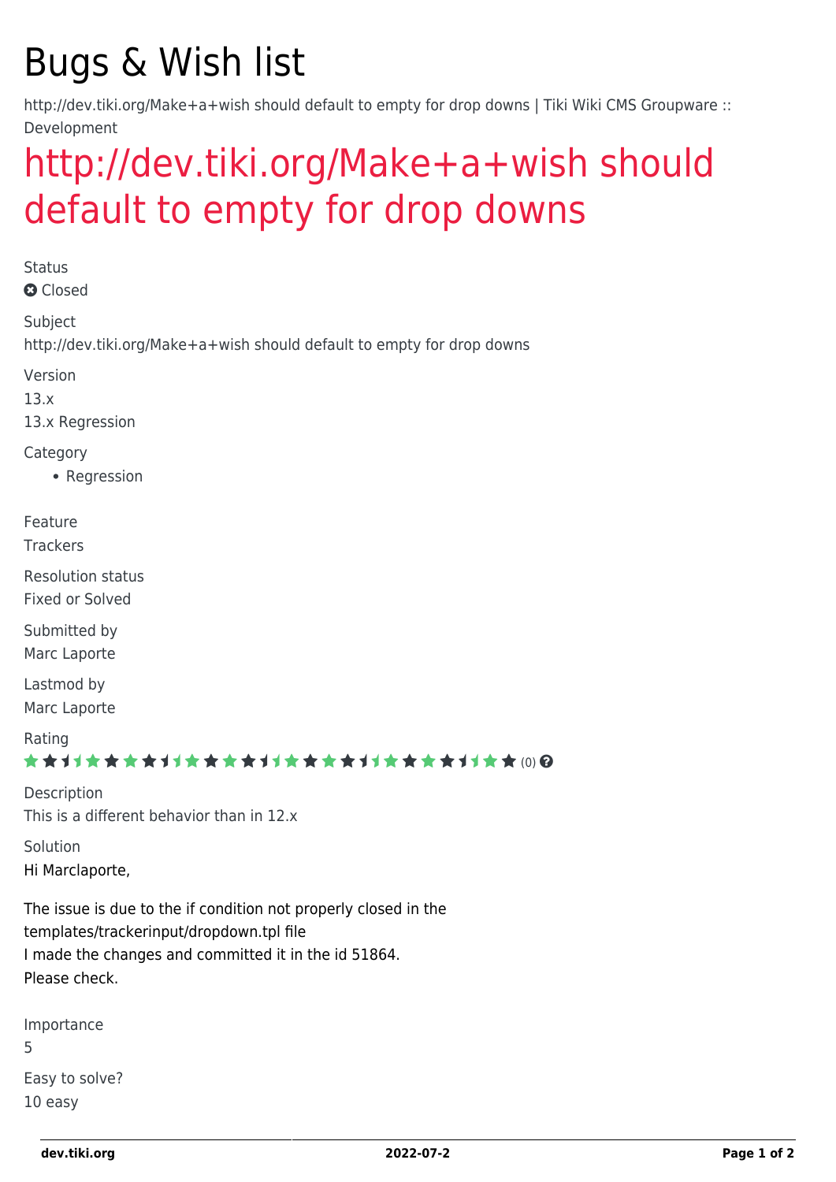# Bugs & Wish list

http://dev.tiki.org/Make+a+wish should default to empty for drop downs | Tiki Wiki CMS Groupware :: Development

## http://dev.tiki.org/Make+a+wish should default to empty for drop downs

Status

Closed

Subject

http://dev.tiki.org/Make+a+wish should default to empty for drop downs

Version

13.x

13.x Regression

Category

- Regression

Feature

Trackers

Resolution status

Fixed or Solved

Submitted by

Marc Laporte

Lastmod by

Marc Laporte

Rating

(0)

Description

This is a different behavior than in 12.x

Solution

Hi Marclaporte,

The issue is due to the if condition not properly closed in the templates/trackerinput/dropdown.tpl file
I made the changes and committed it in the id 51864.
Please check.

Importance

5

Easy to solve?

10 easy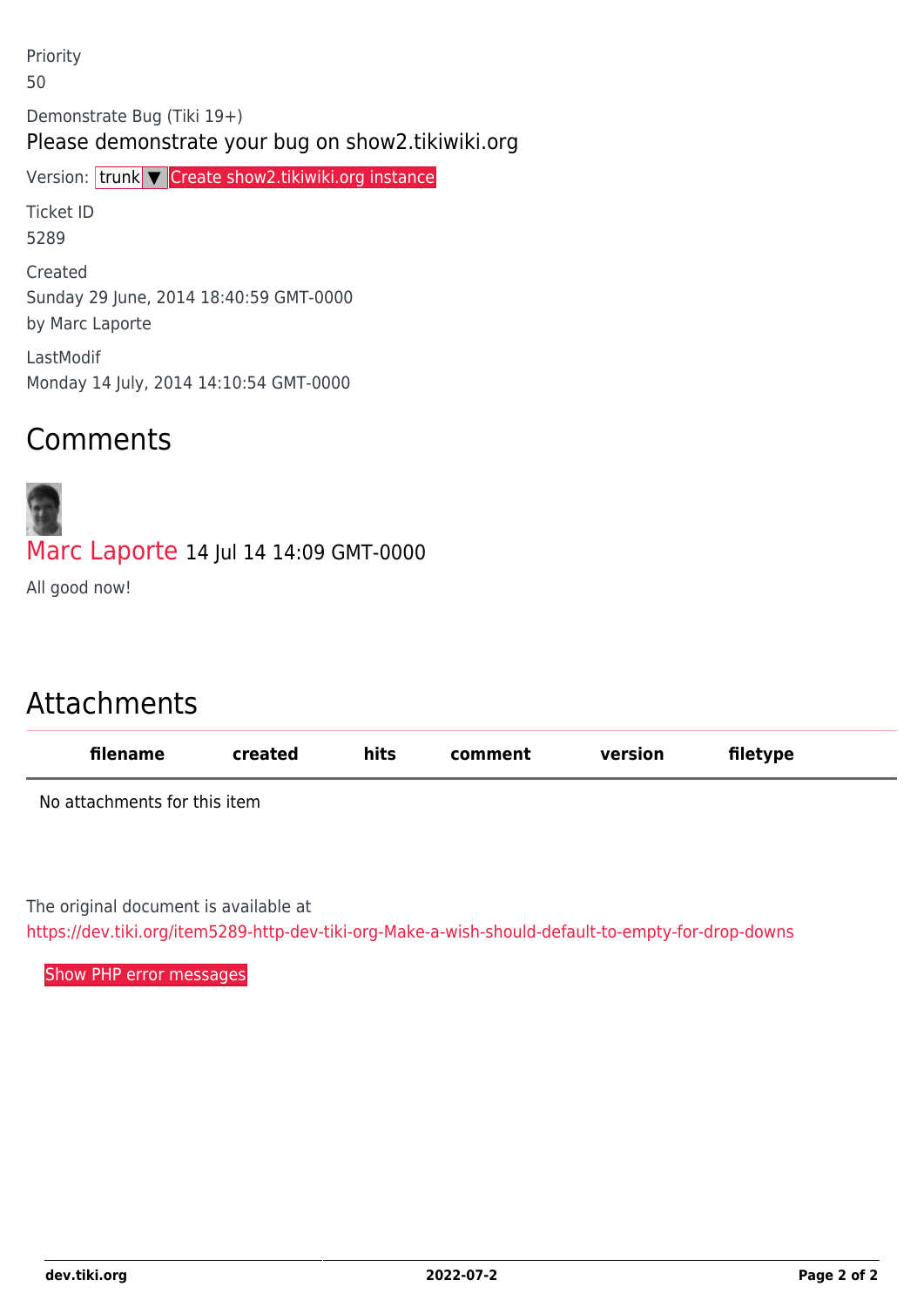Priority
50

Demonstrate Bug (Tiki 19+)
Please demonstrate your bug on show2.tikiwiki.org

Version: trunk ▼ Create show2.tikiwiki.org instance

Ticket ID
5289

Created
Sunday 29 June, 2014 18:40:59 GMT-0000
by Marc Laporte

LastModif
Monday 14 July, 2014 14:10:54 GMT-0000

## Comments

Marc Laporte 14 Jul 14 14:09 GMT-0000

All good now!

## Attachments

| filename | created | hits | comment | version | filetype |
|---|---|---|---|---|---|
| No attachments for this item | | | | | |

The original document is available at
https://dev.tiki.org/item5289-http-dev-tiki-org-Make-a-wish-should-default-to-empty-for-drop-downs

Show PHP error messages